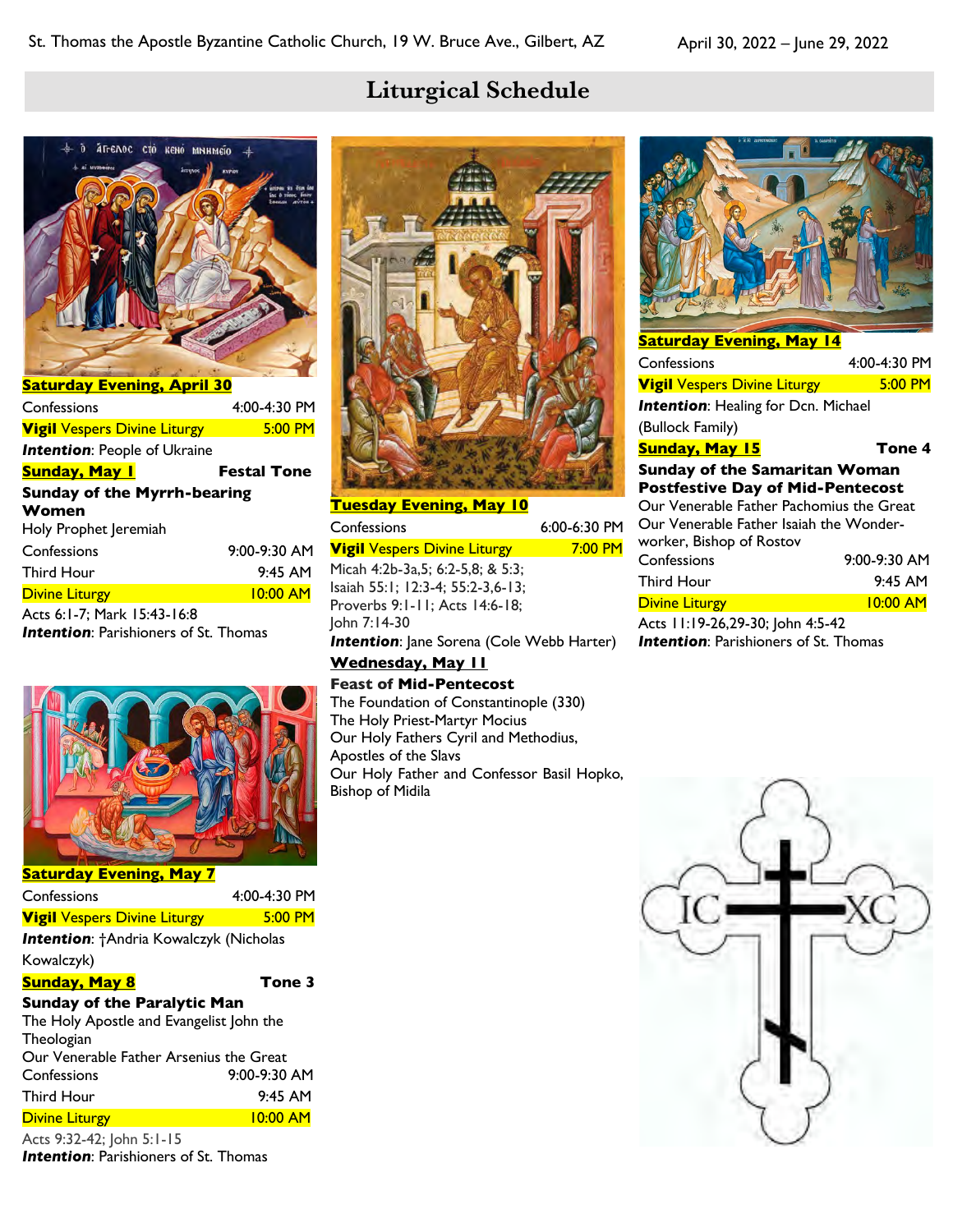St. Thomas the Apostle Byzantine Catholic Church, 19 W. Bruce Ave., Gilbert, AZ — April 30, 2022 – June 29, 2022

# Liturgical Schedule

**Saturday Evening, April 30**

| | |
|---|---|
| Confessions | 4:00-4:30 PM |
| **Vigil** Vespers Divine Liturgy | 5:00 PM |

***Intention***: People of Ukraine

**Sunday, May 1** — **Festal Tone**

**Sunday of the Myrrh-bearing Women**

Holy Prophet Jeremiah

| | |
|---|---|
| Confessions | 9:00-9:30 AM |
| Third Hour | 9:45 AM |
| Divine Liturgy | 10:00 AM |

Acts 6:1-7; Mark 15:43-16:8

***Intention***: Parishioners of St. Thomas

**Saturday Evening, May 7**

| | |
|---|---|
| Confessions | 4:00-4:30 PM |
| **Vigil** Vespers Divine Liturgy | 5:00 PM |

***Intention***: †Andria Kowalczyk (Nicholas Kowalczyk)

**Sunday, May 8** — **Tone 3**

**Sunday of the Paralytic Man**

The Holy Apostle and Evangelist John the Theologian

Our Venerable Father Arsenius the Great

| | |
|---|---|
| Confessions | 9:00-9:30 AM |
| Third Hour | 9:45 AM |
| Divine Liturgy | 10:00 AM |

Acts 9:32-42; John 5:1-15

***Intention***: Parishioners of St. Thomas

**Tuesday Evening, May 10**

| | |
|---|---|
| Confessions | 6:00-6:30 PM |
| **Vigil** Vespers Divine Liturgy | 7:00 PM |

Micah 4:2b-3a,5; 6:2-5,8; & 5:3; Isaiah 55:1; 12:3-4; 55:2-3,6-13; Proverbs 9:1-11; Acts 14:6-18; John 7:14-30

***Intention***: Jane Sorena (Cole Webb Harter)

**Wednesday, May 11**

**Feast of Mid-Pentecost**

The Foundation of Constantinople (330)

The Holy Priest-Martyr Mocius

Our Holy Fathers Cyril and Methodius, Apostles of the Slavs

Our Holy Father and Confessor Basil Hopko, Bishop of Midila

**Saturday Evening, May 14**

| | |
|---|---|
| Confessions | 4:00-4:30 PM |
| **Vigil** Vespers Divine Liturgy | 5:00 PM |

***Intention***: Healing for Dcn. Michael (Bullock Family)

**Sunday, May 15** — **Tone 4**

**Sunday of the Samaritan Woman**

**Postfestive Day of Mid-Pentecost**

Our Venerable Father Pachomius the Great

Our Venerable Father Isaiah the Wonder-worker, Bishop of Rostov

| | |
|---|---|
| Confessions | 9:00-9:30 AM |
| Third Hour | 9:45 AM |
| Divine Liturgy | 10:00 AM |

Acts 11:19-26,29-30; John 4:5-42

***Intention***: Parishioners of St. Thomas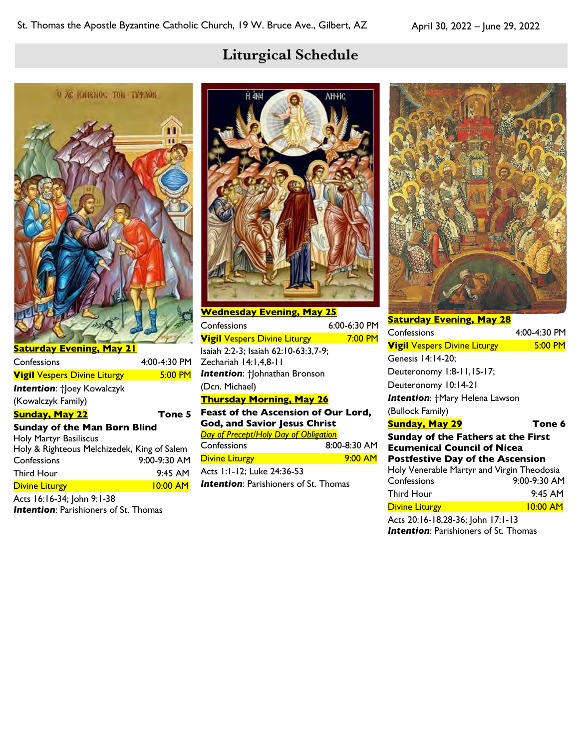# Liturgical Schedule

**Saturday Evening, May 21**

Confessions 4:00-4:30 PM

**Vigil** Vespers Divine Liturgy 5:00 PM

***Intention***: †Joey Kowalczyk (Kowalczyk Family)

**Sunday, May 22** **Tone 5**

**Sunday of the Man Born Blind**

Holy Martyr Basiliscus

Holy & Righteous Melchizedek, King of Salem

Confessions 9:00-9:30 AM

Third Hour 9:45 AM

Divine Liturgy 10:00 AM

Acts 16:16-34; John 9:1-38

***Intention***: Parishioners of St. Thomas

**Wednesday Evening, May 25**

Confessions 6:00-6:30 PM

**Vigil** Vespers Divine Liturgy 7:00 PM

Isaiah 2:2-3; Isaiah 62:10-63:3,7-9; Zechariah 14:1,4,8-11

***Intention***: †Johnathan Bronson (Dcn. Michael)

**Thursday Morning, May 26**

**Feast of the Ascension of Our Lord, God, and Savior Jesus Christ**

*Day of Precept/Holy Day of Obligation*

Confessions 8:00-8:30 AM

Divine Liturgy 9:00 AM

Acts 1:1-12; Luke 24:36-53

***Intention***: Parishioners of St. Thomas

**Saturday Evening, May 28**

Confessions 4:00-4:30 PM

**Vigil** Vespers Divine Liturgy 5:00 PM

Genesis 14:14-20;

Deuteronomy 1:8-11,15-17;

Deuteronomy 10:14-21

***Intention***: †Mary Helena Lawson (Bullock Family)

**Sunday, May 29** **Tone 6**

**Sunday of the Fathers at the First Ecumenical Council of Nicea**

**Postfestive Day of the Ascension**

Holy Venerable Martyr and Virgin Theodosia

Confessions 9:00-9:30 AM

Third Hour 9:45 AM

Divine Liturgy 10:00 AM

Acts 20:16-18,28-36; John 17:1-13

***Intention***: Parishioners of St. Thomas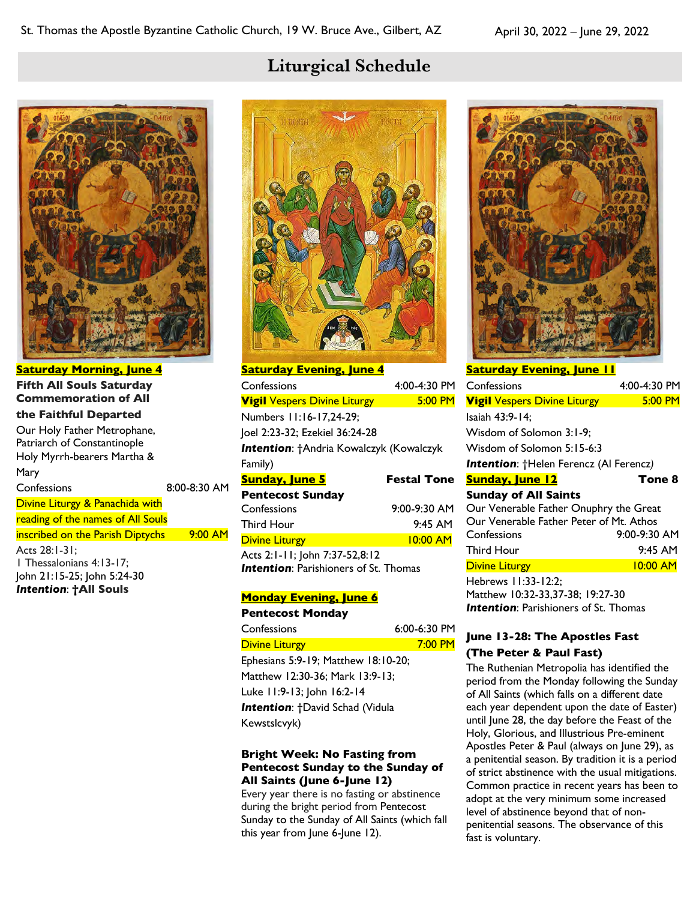# Liturgical Schedule

**Saturday Morning, June 4**

**Fifth All Souls Saturday Commemoration of All the Faithful Departed**

Our Holy Father Metrophane, Patriarch of Constantinople
Holy Myrrh-bearers Martha & Mary

Confessions 8:00-8:30 AM

Divine Liturgy & Panachida with reading of the names of All Souls inscribed on the Parish Diptychs 9:00 AM

Acts 28:1-31;
1 Thessalonians 4:13-17;
John 21:15-25; John 5:24-30
***Intention*: †All Souls**

**Saturday Evening, June 4**

Confessions 4:00-4:30 PM

**Vigil** Vespers Divine Liturgy 5:00 PM

Numbers 11:16-17,24-29;
Joel 2:23-32; Ezekiel 36:24-28
***Intention***: †Andria Kowalczyk (Kowalczyk Family)

**Sunday, June 5** **Festal Tone**

**Pentecost Sunday**

Confessions 9:00-9:30 AM
Third Hour 9:45 AM
Divine Liturgy 10:00 AM

Acts 2:1-11; John 7:37-52,8:12
***Intention***: Parishioners of St. Thomas

**Monday Evening, June 6**

**Pentecost Monday**

Confessions 6:00-6:30 PM
Divine Liturgy 7:00 PM

Ephesians 5:9-19; Matthew 18:10-20;
Matthew 12:30-36; Mark 13:9-13;
Luke 11:9-13; John 16:2-14
***Intention***: †David Schad (Vidula Kewstslcvyk)

### Bright Week: No Fasting from Pentecost Sunday to the Sunday of All Saints (June 6-June 12)

Every year there is no fasting or abstinence during the bright period from Pentecost Sunday to the Sunday of All Saints (which fall this year from June 6-June 12).

**Saturday Evening, June 11**

Confessions 4:00-4:30 PM

**Vigil** Vespers Divine Liturgy 5:00 PM

Isaiah 43:9-14;
Wisdom of Solomon 3:1-9;
Wisdom of Solomon 5:15-6:3
***Intention***: †Helen Ferencz (Al Ferencz)

**Sunday, June 12** **Tone 8**

**Sunday of All Saints**

Our Venerable Father Onuphry the Great
Our Venerable Father Peter of Mt. Athos

Confessions 9:00-9:30 AM
Third Hour 9:45 AM
Divine Liturgy 10:00 AM

Hebrews 11:33-12:2;
Matthew 10:32-33,37-38; 19:27-30
***Intention***: Parishioners of St. Thomas

### June 13-28: The Apostles Fast (The Peter & Paul Fast)

The Ruthenian Metropolia has identified the period from the Monday following the Sunday of All Saints (which falls on a different date each year dependent upon the date of Easter) until June 28, the day before the Feast of the Holy, Glorious, and Illustrious Pre-eminent Apostles Peter & Paul (always on June 29), as a penitential season. By tradition it is a period of strict abstinence with the usual mitigations. Common practice in recent years has been to adopt at the very minimum some increased level of abstinence beyond that of non-penitential seasons. The observance of this fast is voluntary.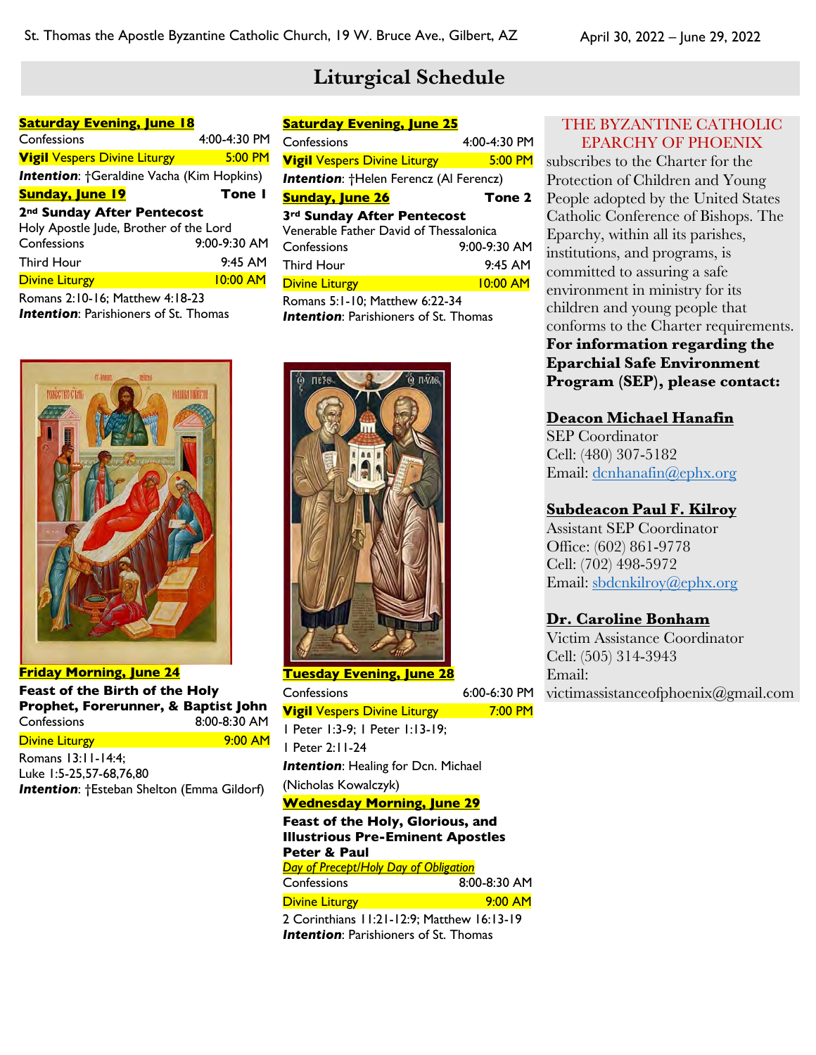# Liturgical Schedule

**Saturday Evening, June 18**

Confessions 4:00-4:30 PM

**Vigil** Vespers Divine Liturgy 5:00 PM

***Intention***: †Geraldine Vacha (Kim Hopkins)

**Sunday, June 19** **Tone 1**

**2nd Sunday After Pentecost**

Holy Apostle Jude, Brother of the Lord

Confessions 9:00-9:30 AM

Third Hour 9:45 AM

Divine Liturgy 10:00 AM

Romans 2:10-16; Matthew 4:18-23

***Intention***: Parishioners of St. Thomas

**Friday Morning, June 24**

**Feast of the Birth of the Holy Prophet, Forerunner, & Baptist John**

Confessions 8:00-8:30 AM

Divine Liturgy 9:00 AM

Romans 13:11-14:4;
Luke 1:5-25,57-68,76,80

***Intention***: †Esteban Shelton (Emma Gildorf)

**Saturday Evening, June 25**

Confessions 4:00-4:30 PM

**Vigil** Vespers Divine Liturgy 5:00 PM

***Intention***: †Helen Ferencz (Al Ferencz)

**Sunday, June 26** **Tone 2**

**3rd Sunday After Pentecost**

Venerable Father David of Thessalonica

Confessions 9:00-9:30 AM

Third Hour 9:45 AM

Divine Liturgy 10:00 AM

Romans 5:1-10; Matthew 6:22-34

***Intention***: Parishioners of St. Thomas

**Tuesday Evening, June 28**

Confessions 6:00-6:30 PM

**Vigil** Vespers Divine Liturgy 7:00 PM

1 Peter 1:3-9; 1 Peter 1:13-19;
1 Peter 2:11-24

***Intention***: Healing for Dcn. Michael (Nicholas Kowalczyk)

**Wednesday Morning, June 29**

**Feast of the Holy, Glorious, and Illustrious Pre-Eminent Apostles Peter & Paul**

*Day of Precept/Holy Day of Obligation*

Confessions 8:00-8:30 AM

Divine Liturgy 9:00 AM

2 Corinthians 11:21-12:9; Matthew 16:13-19

***Intention***: Parishioners of St. Thomas

## THE BYZANTINE CATHOLIC EPARCHY OF PHOENIX

subscribes to the Charter for the Protection of Children and Young People adopted by the United States Catholic Conference of Bishops. The Eparchy, within all its parishes, institutions, and programs, is committed to assuring a safe environment in ministry for its children and young people that conforms to the Charter requirements. **For information regarding the Eparchial Safe Environment Program (SEP), please contact:**

**Deacon Michael Hanafin**
SEP Coordinator
Cell: (480) 307-5182
Email: dcnhanafin@ephx.org

**Subdeacon Paul F. Kilroy**
Assistant SEP Coordinator
Office: (602) 861-9778
Cell: (702) 498-5972
Email: sbdcnkilroy@ephx.org

**Dr. Caroline Bonham**
Victim Assistance Coordinator
Cell: (505) 314-3943
Email: victimassistanceofphoenix@gmail.com